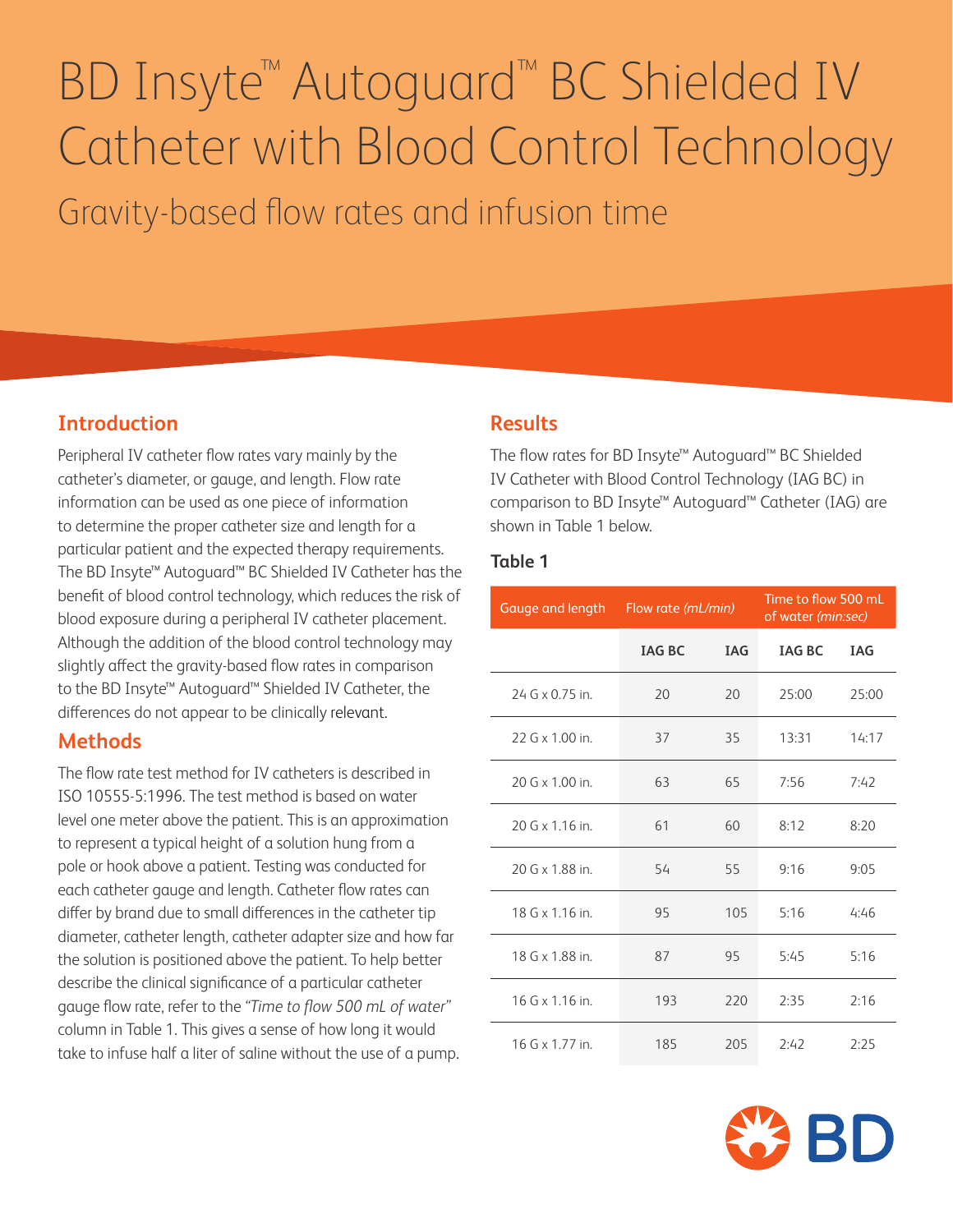# BD Insyte™ Autoguard™ BC Shielded IV Catheter with Blood Control Technology

## Gravity-based flow rates and infusion time

## Introduction

Peripheral IV catheter flow rates vary mainly by the catheter's diameter, or gauge, and length. Flow rate information can be used as one piece of information to determine the proper catheter size and length for a particular patient and the expected therapy requirements. The BD Insyte™ Autoguard™ BC Shielded IV Catheter has the benefit of blood control technology, which reduces the risk of blood exposure during a peripheral IV catheter placement. Although the addition of the blood control technology may slightly affect the gravity-based flow rates in comparison to the BD Insyte™ Autoguard™ Shielded IV Catheter, the differences do not appear to be clinically relevant.

## Methods

The flow rate test method for IV catheters is described in ISO 10555-5:1996. The test method is based on water level one meter above the patient. This is an approximation to represent a typical height of a solution hung from a pole or hook above a patient. Testing was conducted for each catheter gauge and length. Catheter flow rates can differ by brand due to small differences in the catheter tip diameter, catheter length, catheter adapter size and how far the solution is positioned above the patient. To help better describe the clinical significance of a particular catheter gauge flow rate, refer to the *"Time to flow 500 mL of water"* column in Table 1. This gives a sense of how long it would take to infuse half a liter of saline without the use of a pump.

## Results

The flow rates for BD Insyte™ Autoguard™ BC Shielded IV Catheter with Blood Control Technology (IAG BC) in comparison to BD Insyte™ Autoguard™ Catheter (IAG) are shown in Table 1 below.

### Table 1

| Gauge and length | Flow rate *(mL/min)* | | Time to flow 500 mL of water *(min:sec)* | |
|---|---|---|---|---|
| | **IAG BC** | **IAG** | **IAG BC** | **IAG** |
| 24 G x 0.75 in. | 20 | 20 | 25:00 | 25:00 |
| 22 G x 1.00 in. | 37 | 35 | 13:31 | 14:17 |
| 20 G x 1.00 in. | 63 | 65 | 7:56 | 7:42 |
| 20 G x 1.16 in. | 61 | 60 | 8:12 | 8:20 |
| 20 G x 1.88 in. | 54 | 55 | 9:16 | 9:05 |
| 18 G x 1.16 in. | 95 | 105 | 5:16 | 4:46 |
| 18 G x 1.88 in. | 87 | 95 | 5:45 | 5:16 |
| 16 G x 1.16 in. | 193 | 220 | 2:35 | 2:16 |
| 16 G x 1.77 in. | 185 | 205 | 2:42 | 2:25 |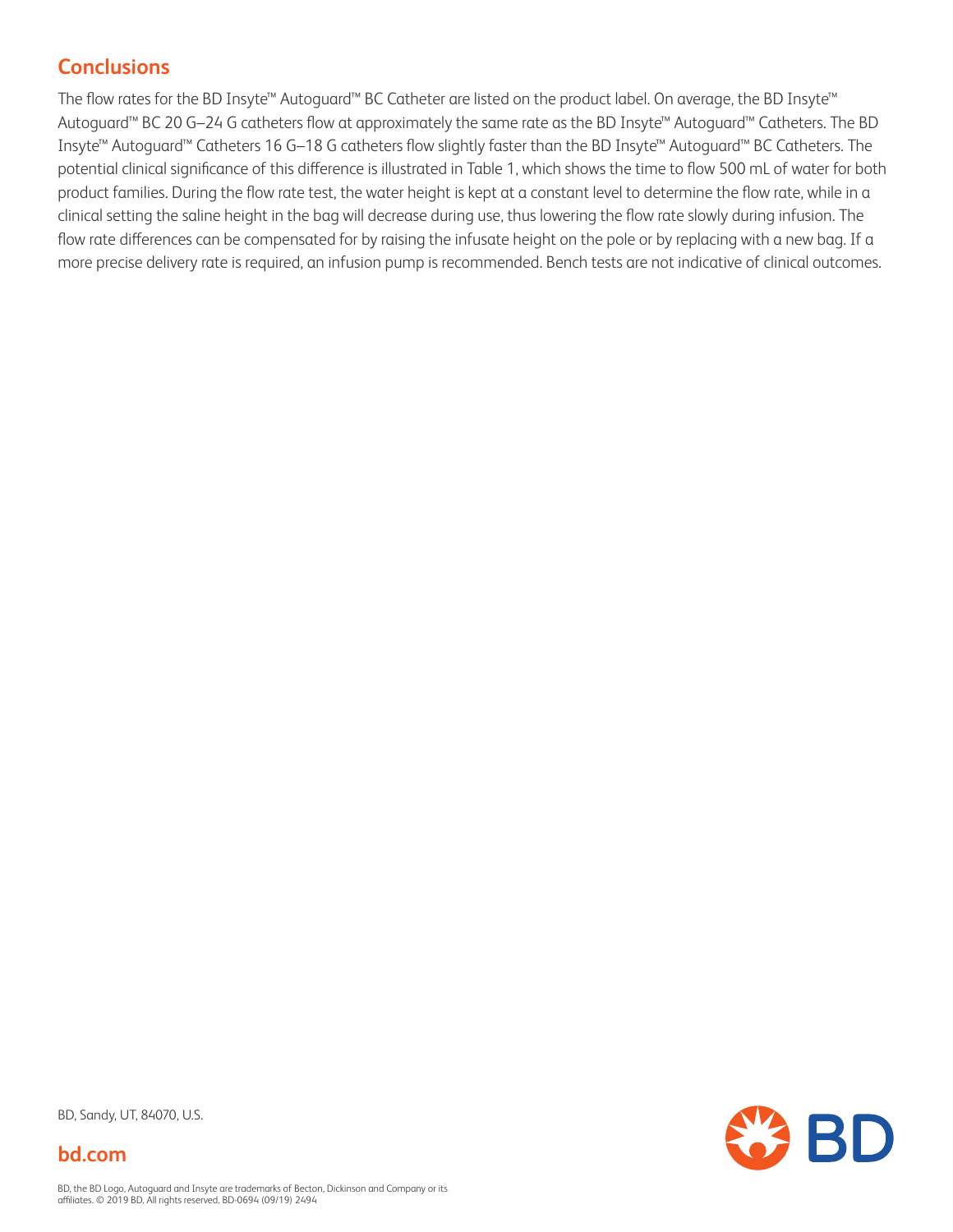## Conclusions

The flow rates for the BD Insyte™ Autoguard™ BC Catheter are listed on the product label. On average, the BD Insyte™ Autoguard™ BC 20 G–24 G catheters flow at approximately the same rate as the BD Insyte™ Autoguard™ Catheters. The BD Insyte™ Autoguard™ Catheters 16 G–18 G catheters flow slightly faster than the BD Insyte™ Autoguard™ BC Catheters. The potential clinical significance of this difference is illustrated in Table 1, which shows the time to flow 500 mL of water for both product families. During the flow rate test, the water height is kept at a constant level to determine the flow rate, while in a clinical setting the saline height in the bag will decrease during use, thus lowering the flow rate slowly during infusion. The flow rate differences can be compensated for by raising the infusate height on the pole or by replacing with a new bag. If a more precise delivery rate is required, an infusion pump is recommended. Bench tests are not indicative of clinical outcomes.

BD, Sandy, UT, 84070, U.S.

**bd.com**

BD, the BD Logo, Autoguard and Insyte are trademarks of Becton, Dickinson and Company or its affiliates. © 2019 BD. All rights reserved. BD-0694 (09/19) 2494